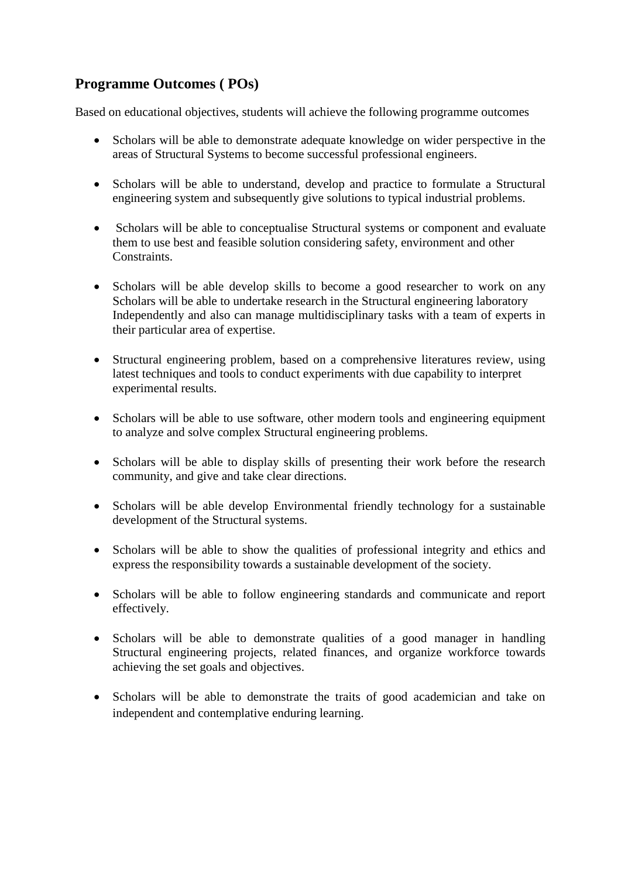## Programme Outcomes ( POs)

Based on educational objectives, students will achieve the following programme outcomes

- Scholars will be able to demonstrate adequate knowledge on wider perspective in the areas of Structural Systems to become successful professional engineers.
- Scholars will be able to understand, develop and practice to formulate a Structural engineering system and subsequently give solutions to typical industrial problems.
- Scholars will be able to conceptualise Structural systems or component and evaluate them to use best and feasible solution considering safety, environment and other Constraints.
- Scholars will be able develop skills to become a good researcher to work on any Scholars will be able to undertake research in the Structural engineering laboratory Independently and also can manage multidisciplinary tasks with a team of experts in their particular area of expertise.
- Structural engineering problem, based on a comprehensive literatures review, using latest techniques and tools to conduct experiments with due capability to interpret experimental results.
- Scholars will be able to use software, other modern tools and engineering equipment to analyze and solve complex Structural engineering problems.
- Scholars will be able to display skills of presenting their work before the research community, and give and take clear directions.
- Scholars will be able develop Environmental friendly technology for a sustainable development of the Structural systems.
- Scholars will be able to show the qualities of professional integrity and ethics and express the responsibility towards a sustainable development of the society.
- Scholars will be able to follow engineering standards and communicate and report effectively.
- Scholars will be able to demonstrate qualities of a good manager in handling Structural engineering projects, related finances, and organize workforce towards achieving the set goals and objectives.
- Scholars will be able to demonstrate the traits of good academician and take on independent and contemplative enduring learning.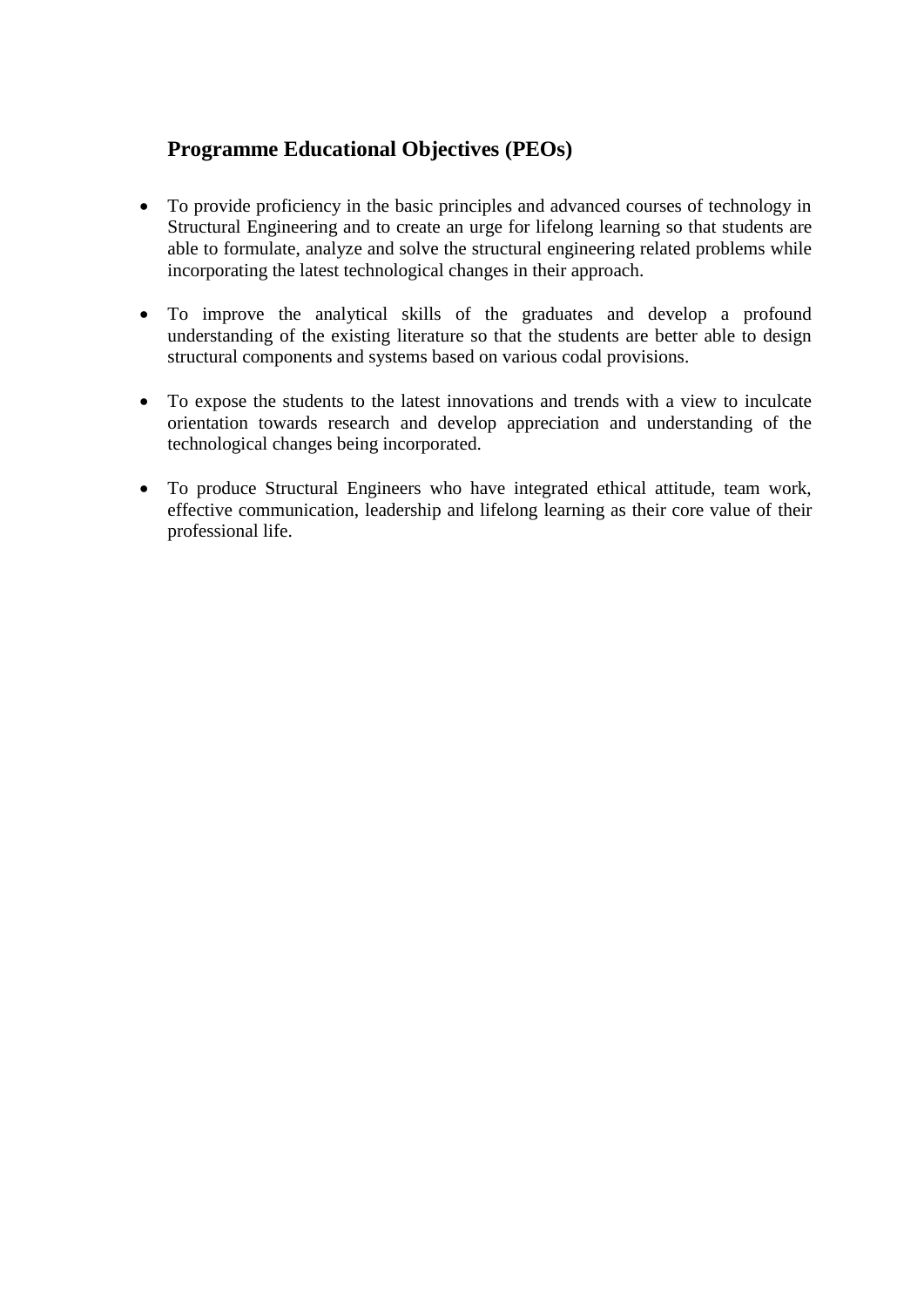## Programme Educational Objectives (PEOs)

- To provide proficiency in the basic principles and advanced courses of technology in Structural Engineering and to create an urge for lifelong learning so that students are able to formulate, analyze and solve the structural engineering related problems while incorporating the latest technological changes in their approach.
- To improve the analytical skills of the graduates and develop a profound understanding of the existing literature so that the students are better able to design structural components and systems based on various codal provisions.
- To expose the students to the latest innovations and trends with a view to inculcate orientation towards research and develop appreciation and understanding of the technological changes being incorporated.
- To produce Structural Engineers who have integrated ethical attitude, team work, effective communication, leadership and lifelong learning as their core value of their professional life.